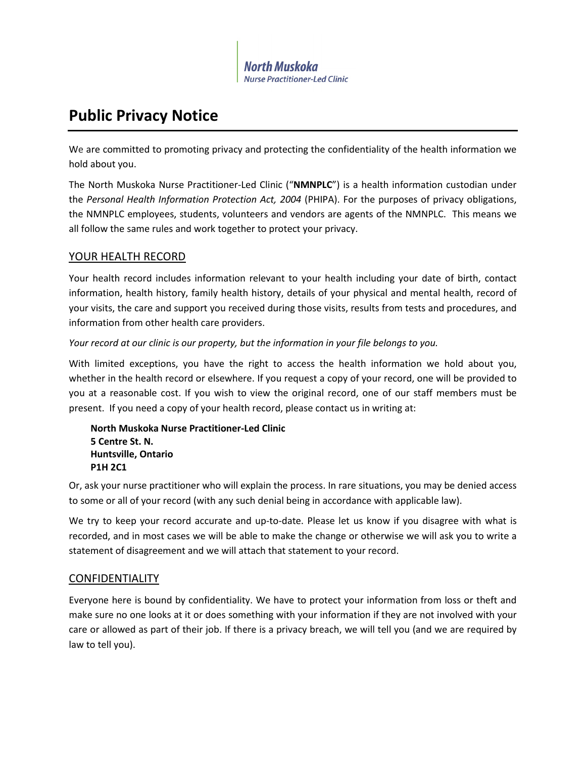North Muskoka
Nurse Practitioner-Led Clinic

# Public Privacy Notice

We are committed to promoting privacy and protecting the confidentiality of the health information we hold about you.

The North Muskoka Nurse Practitioner-Led Clinic ("**NMNPLC**") is a health information custodian under the *Personal Health Information Protection Act, 2004* (PHIPA). For the purposes of privacy obligations, the NMNPLC employees, students, volunteers and vendors are agents of the NMNPLC. This means we all follow the same rules and work together to protect your privacy.

## YOUR HEALTH RECORD

Your health record includes information relevant to your health including your date of birth, contact information, health history, family health history, details of your physical and mental health, record of your visits, the care and support you received during those visits, results from tests and procedures, and information from other health care providers.

*Your record at our clinic is our property, but the information in your file belongs to you.*

With limited exceptions, you have the right to access the health information we hold about you, whether in the health record or elsewhere. If you request a copy of your record, one will be provided to you at a reasonable cost. If you wish to view the original record, one of our staff members must be present. If you need a copy of your health record, please contact us in writing at:

**North Muskoka Nurse Practitioner-Led Clinic**
**5 Centre St. N.**
**Huntsville, Ontario**
**P1H 2C1**

Or, ask your nurse practitioner who will explain the process. In rare situations, you may be denied access to some or all of your record (with any such denial being in accordance with applicable law).

We try to keep your record accurate and up-to-date. Please let us know if you disagree with what is recorded, and in most cases we will be able to make the change or otherwise we will ask you to write a statement of disagreement and we will attach that statement to your record.

## CONFIDENTIALITY

Everyone here is bound by confidentiality. We have to protect your information from loss or theft and make sure no one looks at it or does something with your information if they are not involved with your care or allowed as part of their job. If there is a privacy breach, we will tell you (and we are required by law to tell you).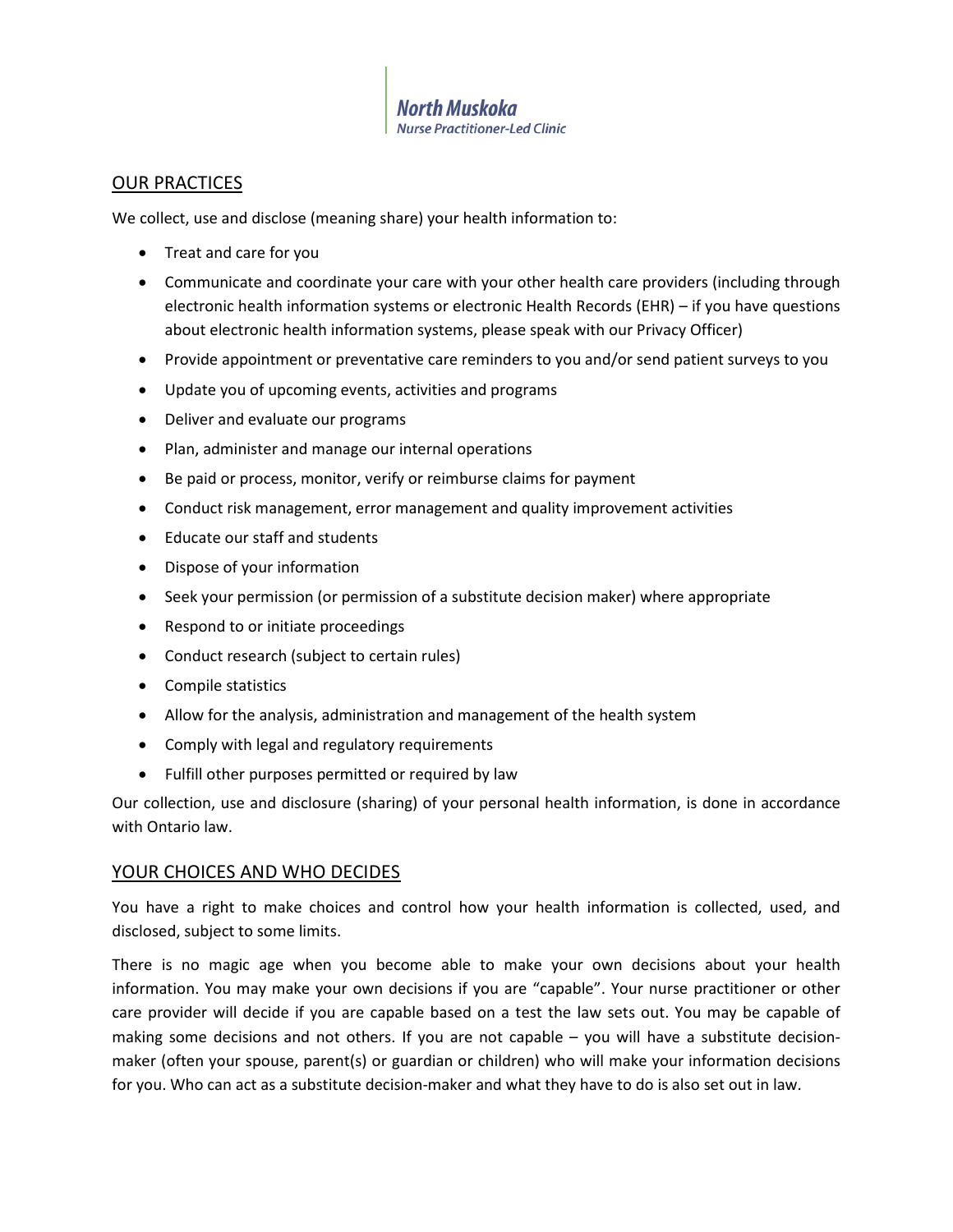## OUR PRACTICES

We collect, use and disclose (meaning share) your health information to:

- Treat and care for you
- Communicate and coordinate your care with your other health care providers (including through electronic health information systems or electronic Health Records (EHR) – if you have questions about electronic health information systems, please speak with our Privacy Officer)
- Provide appointment or preventative care reminders to you and/or send patient surveys to you
- Update you of upcoming events, activities and programs
- Deliver and evaluate our programs
- Plan, administer and manage our internal operations
- Be paid or process, monitor, verify or reimburse claims for payment
- Conduct risk management, error management and quality improvement activities
- Educate our staff and students
- Dispose of your information
- Seek your permission (or permission of a substitute decision maker) where appropriate
- Respond to or initiate proceedings
- Conduct research (subject to certain rules)
- Compile statistics
- Allow for the analysis, administration and management of the health system
- Comply with legal and regulatory requirements
- Fulfill other purposes permitted or required by law

Our collection, use and disclosure (sharing) of your personal health information, is done in accordance with Ontario law.

## YOUR CHOICES AND WHO DECIDES

You have a right to make choices and control how your health information is collected, used, and disclosed, subject to some limits.

There is no magic age when you become able to make your own decisions about your health information. You may make your own decisions if you are "capable". Your nurse practitioner or other care provider will decide if you are capable based on a test the law sets out. You may be capable of making some decisions and not others. If you are not capable – you will have a substitute decision-maker (often your spouse, parent(s) or guardian or children) who will make your information decisions for you. Who can act as a substitute decision-maker and what they have to do is also set out in law.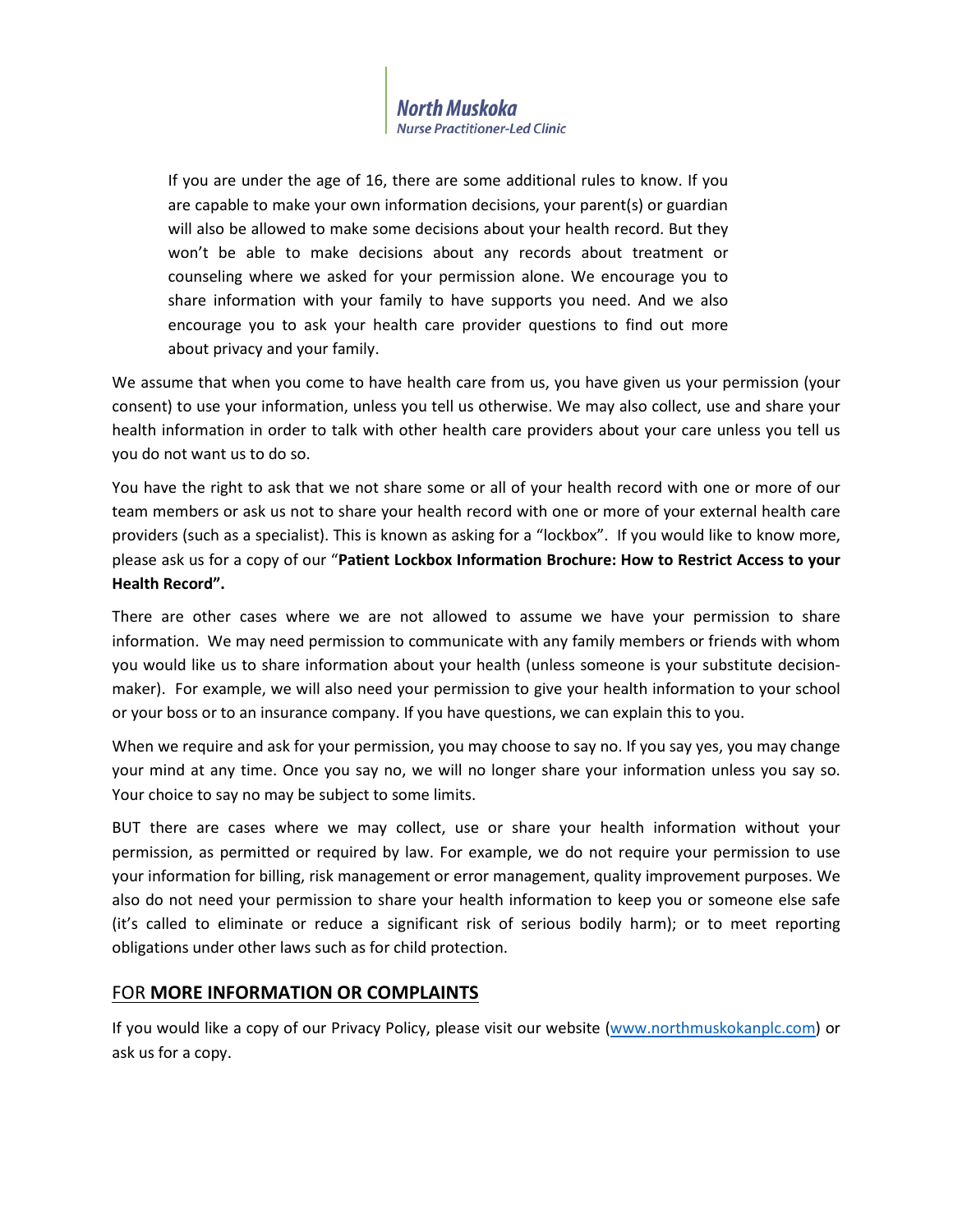> If you are under the age of 16, there are some additional rules to know. If you are capable to make your own information decisions, your parent(s) or guardian will also be allowed to make some decisions about your health record. But they won't be able to make decisions about any records about treatment or counseling where we asked for your permission alone. We encourage you to share information with your family to have supports you need. And we also encourage you to ask your health care provider questions to find out more about privacy and your family.

We assume that when you come to have health care from us, you have given us your permission (your consent) to use your information, unless you tell us otherwise. We may also collect, use and share your health information in order to talk with other health care providers about your care unless you tell us you do not want us to do so.

You have the right to ask that we not share some or all of your health record with one or more of our team members or ask us not to share your health record with one or more of your external health care providers (such as a specialist). This is known as asking for a "lockbox". If you would like to know more, please ask us for a copy of our "**Patient Lockbox Information Brochure: How to Restrict Access to your Health Record".**

There are other cases where we are not allowed to assume we have your permission to share information. We may need permission to communicate with any family members or friends with whom you would like us to share information about your health (unless someone is your substitute decision-maker). For example, we will also need your permission to give your health information to your school or your boss or to an insurance company. If you have questions, we can explain this to you.

When we require and ask for your permission, you may choose to say no. If you say yes, you may change your mind at any time. Once you say no, we will no longer share your information unless you say so. Your choice to say no may be subject to some limits.

BUT there are cases where we may collect, use or share your health information without your permission, as permitted or required by law. For example, we do not require your permission to use your information for billing, risk management or error management, quality improvement purposes. We also do not need your permission to share your health information to keep you or someone else safe (it's called to eliminate or reduce a significant risk of serious bodily harm); or to meet reporting obligations under other laws such as for child protection.

## FOR **MORE INFORMATION OR COMPLAINTS**

If you would like a copy of our Privacy Policy, please visit our website (www.northmuskokanplc.com) or ask us for a copy.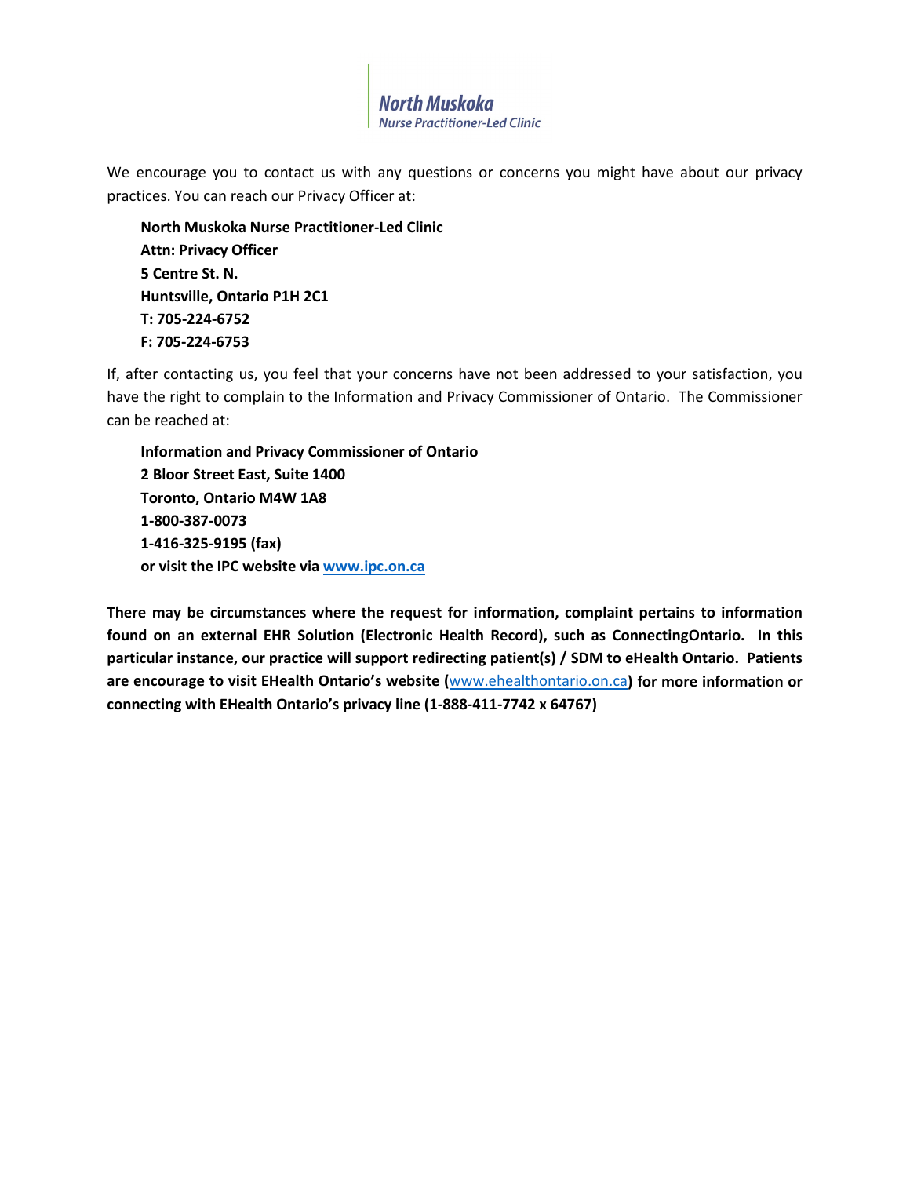We encourage you to contact us with any questions or concerns you might have about our privacy practices. You can reach our Privacy Officer at:

> **North Muskoka Nurse Practitioner-Led Clinic**
> **Attn: Privacy Officer**
> **5 Centre St. N.**
> **Huntsville, Ontario P1H 2C1**
> **T: 705-224-6752**
> **F: 705-224-6753**

If, after contacting us, you feel that your concerns have not been addressed to your satisfaction, you have the right to complain to the Information and Privacy Commissioner of Ontario. The Commissioner can be reached at:

> **Information and Privacy Commissioner of Ontario**
> **2 Bloor Street East, Suite 1400**
> **Toronto, Ontario M4W 1A8**
> **1-800-387-0073**
> **1-416-325-9195 (fax)**
> **or visit the IPC website via [www.ipc.on.ca](http://www.ipc.on.ca)**

**There may be circumstances where the request for information, complaint pertains to information found on an external EHR Solution (Electronic Health Record), such as ConnectingOntario. In this particular instance, our practice will support redirecting patient(s) / SDM to eHealth Ontario. Patients are encourage to visit EHealth Ontario's website (**[www.ehealthontario.on.ca](http://www.ehealthontario.on.ca)**) for more information or connecting with EHealth Ontario's privacy line (1-888-411-7742 x 64767)**